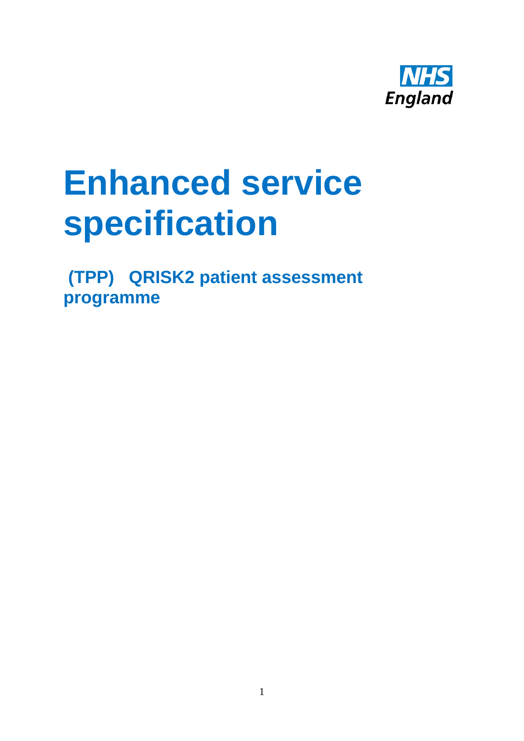NHS England

# Enhanced service specification

## (TPP) QRISK2 patient assessment programme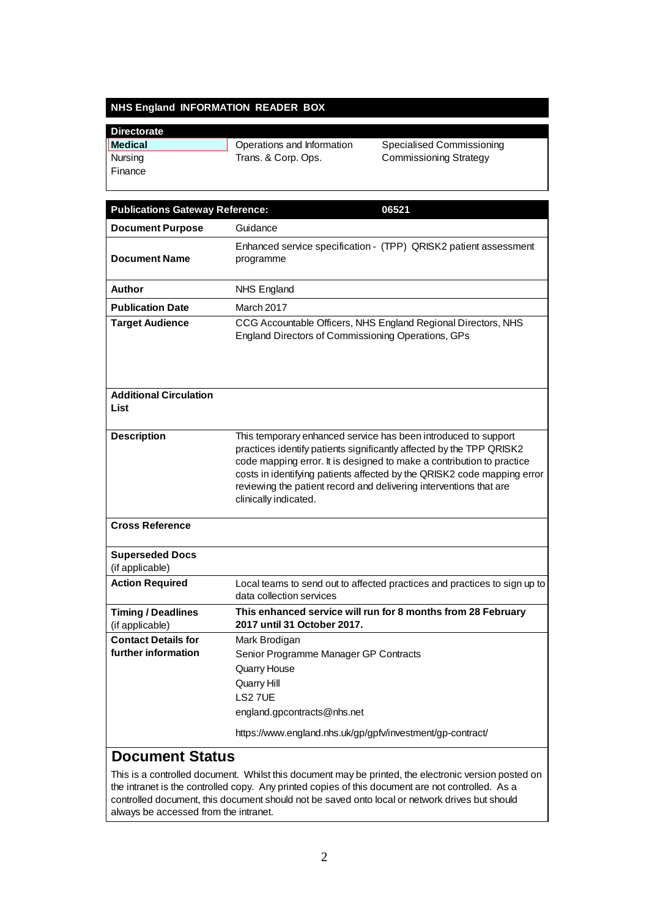## NHS England INFORMATION READER BOX

| Directorate | | |
|---|---|---|
| **Medical** | Operations and Information | Specialised Commissioning |
| Nursing | Trans. & Corp. Ops. | Commissioning Strategy |
| Finance | | |

| **Publications Gateway Reference:** | **06521** |
|---|---|
| **Document Purpose** | Guidance |
| **Document Name** | Enhanced service specification - (TPP) QRISK2 patient assessment programme |
| **Author** | NHS England |
| **Publication Date** | March 2017 |
| **Target Audience** | CCG Accountable Officers, NHS England Regional Directors, NHS England Directors of Commissioning Operations, GPs |
| **Additional Circulation List** | |
| **Description** | This temporary enhanced service has been introduced to support practices identify patients significantly affected by the TPP QRISK2 code mapping error. It is designed to make a contribution to practice costs in identifying patients affected by the QRISK2 code mapping error reviewing the patient record and delivering interventions that are clinically indicated. |
| **Cross Reference** | |
| **Superseded Docs** (if applicable) | |
| **Action Required** | Local teams to send out to affected practices and practices to sign up to data collection services |
| **Timing / Deadlines** (if applicable) | **This enhanced service will run for 8 months from 28 February 2017 until 31 October 2017.** |
| **Contact Details for further information** | Mark Brodigan<br>Senior Programme Manager GP Contracts<br>Quarry House<br>Quarry Hill<br>LS2 7UE<br>england.gpcontracts@nhs.net<br><br>https://www.england.nhs.uk/gp/gpfv/investment/gp-contract/ |

## Document Status

This is a controlled document. Whilst this document may be printed, the electronic version posted on the intranet is the controlled copy. Any printed copies of this document are not controlled. As a controlled document, this document should not be saved onto local or network drives but should always be accessed from the intranet.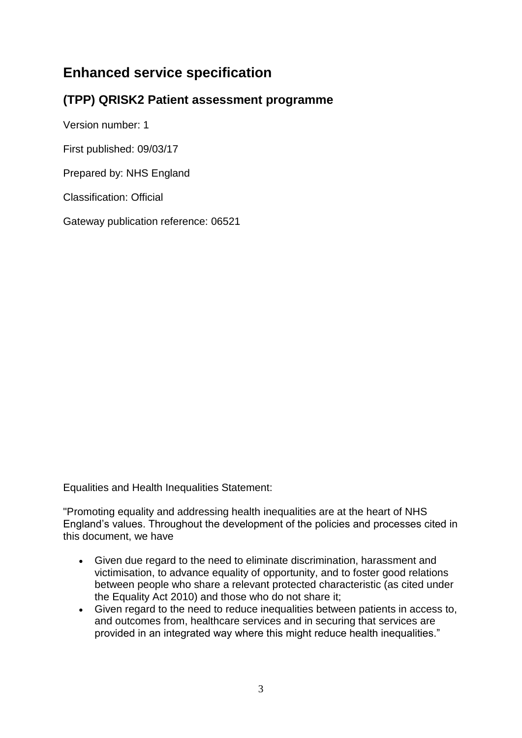# Enhanced service specification

## (TPP) QRISK2 Patient assessment programme

Version number: 1

First published: 09/03/17

Prepared by: NHS England

Classification: Official

Gateway publication reference: 06521

Equalities and Health Inequalities Statement:

"Promoting equality and addressing health inequalities are at the heart of NHS England's values. Throughout the development of the policies and processes cited in this document, we have

- Given due regard to the need to eliminate discrimination, harassment and victimisation, to advance equality of opportunity, and to foster good relations between people who share a relevant protected characteristic (as cited under the Equality Act 2010) and those who do not share it;
- Given regard to the need to reduce inequalities between patients in access to, and outcomes from, healthcare services and in securing that services are provided in an integrated way where this might reduce health inequalities."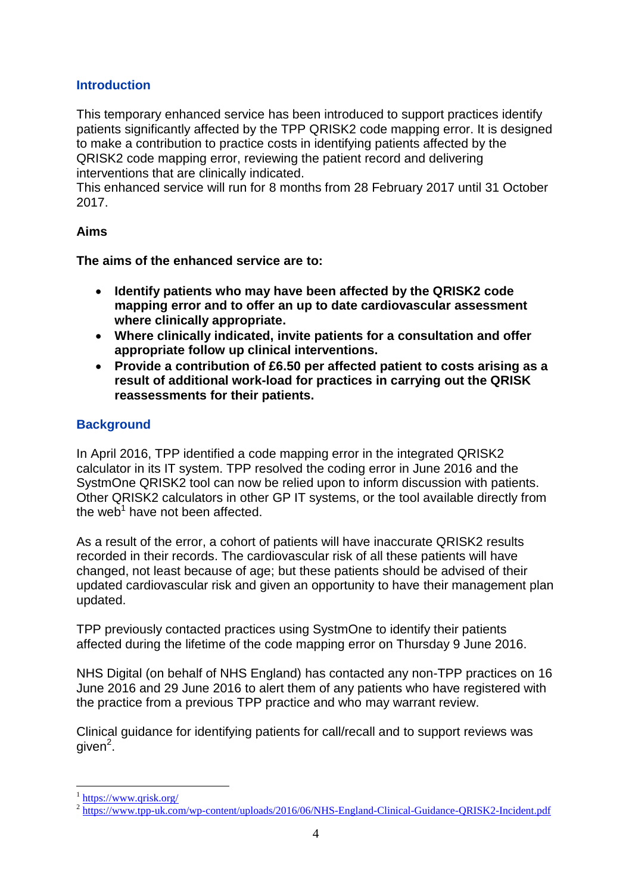## Introduction

This temporary enhanced service has been introduced to support practices identify patients significantly affected by the TPP QRISK2 code mapping error. It is designed to make a contribution to practice costs in identifying patients affected by the QRISK2 code mapping error, reviewing the patient record and delivering interventions that are clinically indicated.
This enhanced service will run for 8 months from 28 February 2017 until 31 October 2017.

### Aims

**The aims of the enhanced service are to:**

- **Identify patients who may have been affected by the QRISK2 code mapping error and to offer an up to date cardiovascular assessment where clinically appropriate.**
- **Where clinically indicated, invite patients for a consultation and offer appropriate follow up clinical interventions.**
- **Provide a contribution of £6.50 per affected patient to costs arising as a result of additional work-load for practices in carrying out the QRISK reassessments for their patients.**

## Background

In April 2016, TPP identified a code mapping error in the integrated QRISK2 calculator in its IT system. TPP resolved the coding error in June 2016 and the SystmOne QRISK2 tool can now be relied upon to inform discussion with patients. Other QRISK2 calculators in other GP IT systems, or the tool available directly from the web[1] have not been affected.

As a result of the error, a cohort of patients will have inaccurate QRISK2 results recorded in their records. The cardiovascular risk of all these patients will have changed, not least because of age; but these patients should be advised of their updated cardiovascular risk and given an opportunity to have their management plan updated.

TPP previously contacted practices using SystmOne to identify their patients affected during the lifetime of the code mapping error on Thursday 9 June 2016.

NHS Digital (on behalf of NHS England) has contacted any non-TPP practices on 16 June 2016 and 29 June 2016 to alert them of any patients who have registered with the practice from a previous TPP practice and who may warrant review.

Clinical guidance for identifying patients for call/recall and to support reviews was given[2].

---

[1] https://www.qrisk.org/

[2] https://www.tpp-uk.com/wp-content/uploads/2016/06/NHS-England-Clinical-Guidance-QRISK2-Incident.pdf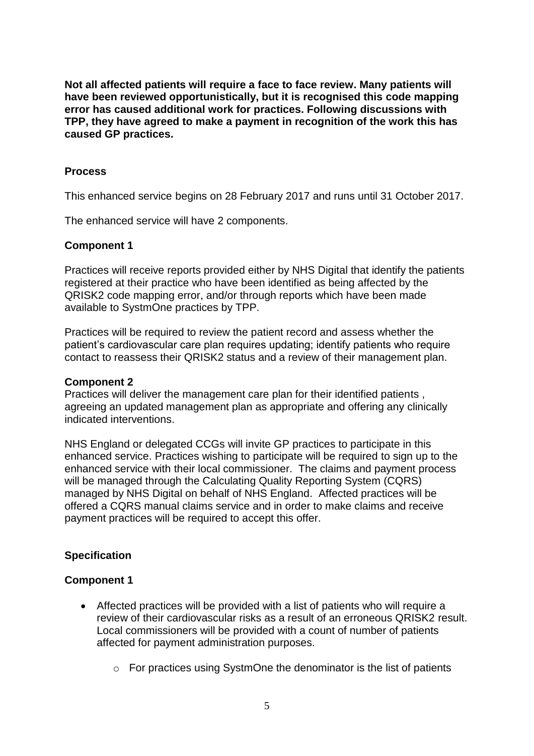**Not all affected patients will require a face to face review. Many patients will have been reviewed opportunistically, but it is recognised this code mapping error has caused additional work for practices. Following discussions with TPP, they have agreed to make a payment in recognition of the work this has caused GP practices.**

### Process

This enhanced service begins on 28 February 2017 and runs until 31 October 2017.

The enhanced service will have 2 components.

### Component 1

Practices will receive reports provided either by NHS Digital that identify the patients registered at their practice who have been identified as being affected by the QRISK2 code mapping error, and/or through reports which have been made available to SystmOne practices by TPP.

Practices will be required to review the patient record and assess whether the patient's cardiovascular care plan requires updating; identify patients who require contact to reassess their QRISK2 status and a review of their management plan.

### Component 2

Practices will deliver the management care plan for their identified patients , agreeing an updated management plan as appropriate and offering any clinically indicated interventions.

NHS England or delegated CCGs will invite GP practices to participate in this enhanced service. Practices wishing to participate will be required to sign up to the enhanced service with their local commissioner. The claims and payment process will be managed through the Calculating Quality Reporting System (CQRS) managed by NHS Digital on behalf of NHS England. Affected practices will be offered a CQRS manual claims service and in order to make claims and receive payment practices will be required to accept this offer.

## Specification

### Component 1

- Affected practices will be provided with a list of patients who will require a review of their cardiovascular risks as a result of an erroneous QRISK2 result. Local commissioners will be provided with a count of number of patients affected for payment administration purposes.
  - For practices using SystmOne the denominator is the list of patients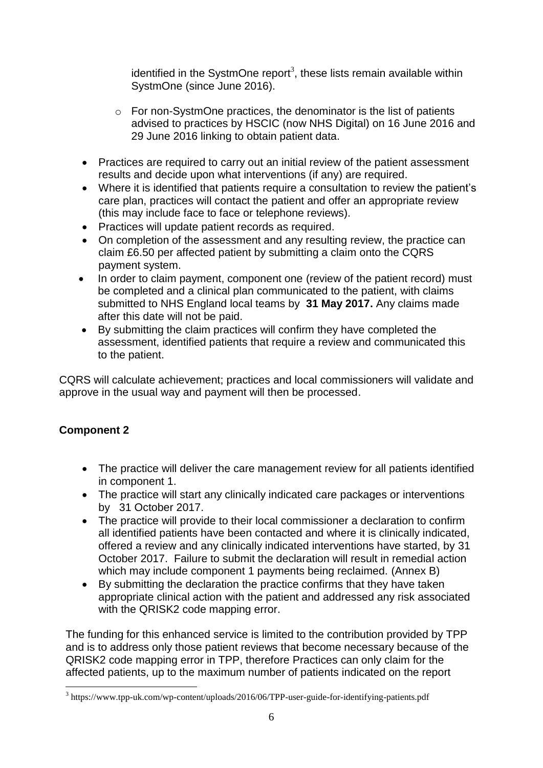identified in the SystmOne report[3], these lists remain available within SystmOne (since June 2016).

  - For non-SystmOne practices, the denominator is the list of patients advised to practices by HSCIC (now NHS Digital) on 16 June 2016 and 29 June 2016 linking to obtain patient data.

- Practices are required to carry out an initial review of the patient assessment results and decide upon what interventions (if any) are required.
- Where it is identified that patients require a consultation to review the patient's care plan, practices will contact the patient and offer an appropriate review (this may include face to face or telephone reviews).
- Practices will update patient records as required.
- On completion of the assessment and any resulting review, the practice can claim £6.50 per affected patient by submitting a claim onto the CQRS payment system.
- In order to claim payment, component one (review of the patient record) must be completed and a clinical plan communicated to the patient, with claims submitted to NHS England local teams by **31 May 2017.** Any claims made after this date will not be paid.
- By submitting the claim practices will confirm they have completed the assessment, identified patients that require a review and communicated this to the patient.

CQRS will calculate achievement; practices and local commissioners will validate and approve in the usual way and payment will then be processed.

**Component 2**

- The practice will deliver the care management review for all patients identified in component 1.
- The practice will start any clinically indicated care packages or interventions by 31 October 2017.
- The practice will provide to their local commissioner a declaration to confirm all identified patients have been contacted and where it is clinically indicated, offered a review and any clinically indicated interventions have started, by 31 October 2017. Failure to submit the declaration will result in remedial action which may include component 1 payments being reclaimed. (Annex B)
- By submitting the declaration the practice confirms that they have taken appropriate clinical action with the patient and addressed any risk associated with the QRISK2 code mapping error.

The funding for this enhanced service is limited to the contribution provided by TPP and is to address only those patient reviews that become necessary because of the QRISK2 code mapping error in TPP, therefore Practices can only claim for the affected patients, up to the maximum number of patients indicated on the report

[3] https://www.tpp-uk.com/wp-content/uploads/2016/06/TPP-user-guide-for-identifying-patients.pdf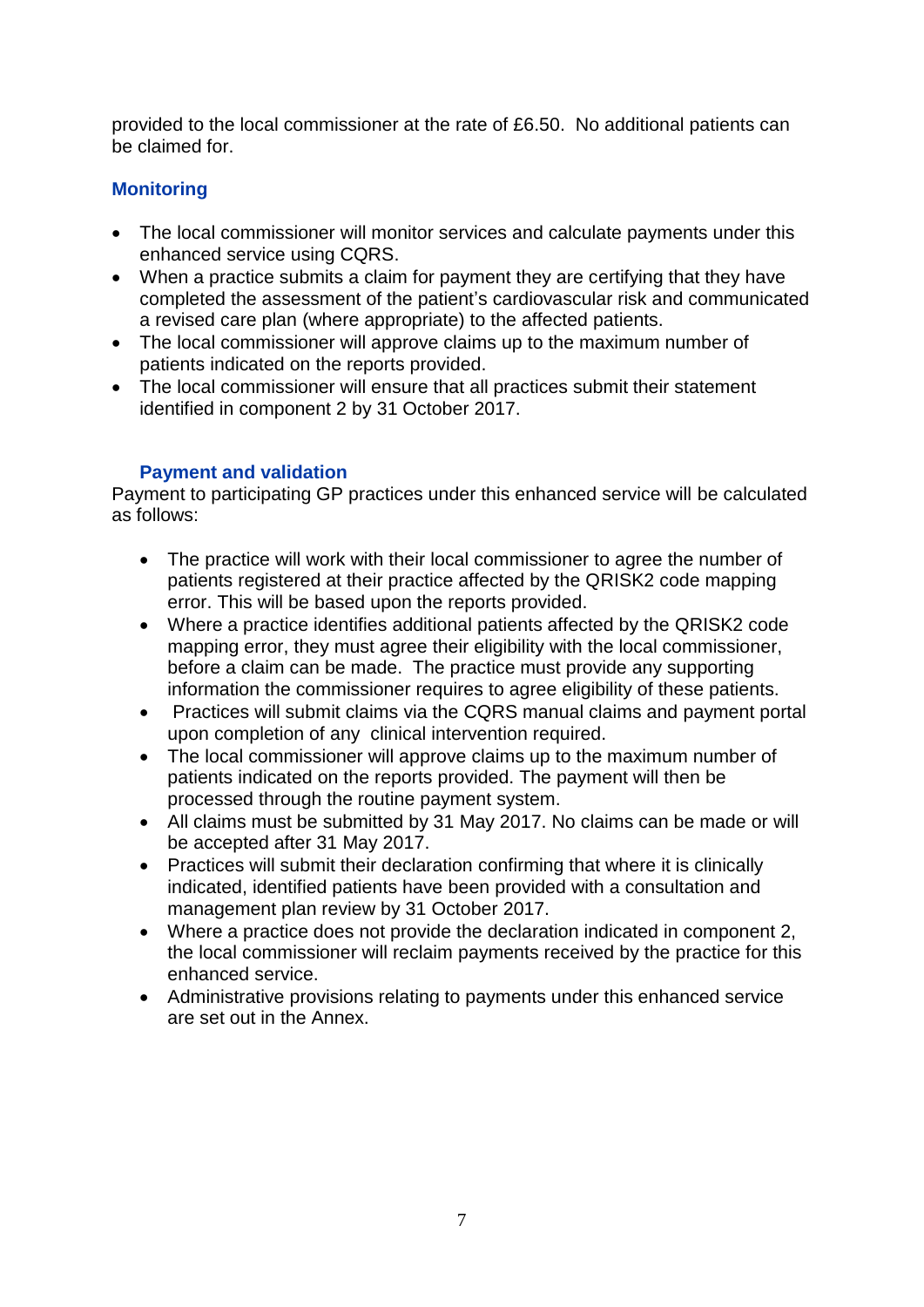provided to the local commissioner at the rate of £6.50. No additional patients can be claimed for.

## Monitoring

- The local commissioner will monitor services and calculate payments under this enhanced service using CQRS.
- When a practice submits a claim for payment they are certifying that they have completed the assessment of the patient's cardiovascular risk and communicated a revised care plan (where appropriate) to the affected patients.
- The local commissioner will approve claims up to the maximum number of patients indicated on the reports provided.
- The local commissioner will ensure that all practices submit their statement identified in component 2 by 31 October 2017.

## Payment and validation

Payment to participating GP practices under this enhanced service will be calculated as follows:

- The practice will work with their local commissioner to agree the number of patients registered at their practice affected by the QRISK2 code mapping error. This will be based upon the reports provided.
- Where a practice identifies additional patients affected by the QRISK2 code mapping error, they must agree their eligibility with the local commissioner, before a claim can be made. The practice must provide any supporting information the commissioner requires to agree eligibility of these patients.
- Practices will submit claims via the CQRS manual claims and payment portal upon completion of any clinical intervention required.
- The local commissioner will approve claims up to the maximum number of patients indicated on the reports provided. The payment will then be processed through the routine payment system.
- All claims must be submitted by 31 May 2017. No claims can be made or will be accepted after 31 May 2017.
- Practices will submit their declaration confirming that where it is clinically indicated, identified patients have been provided with a consultation and management plan review by 31 October 2017.
- Where a practice does not provide the declaration indicated in component 2, the local commissioner will reclaim payments received by the practice for this enhanced service.
- Administrative provisions relating to payments under this enhanced service are set out in the Annex.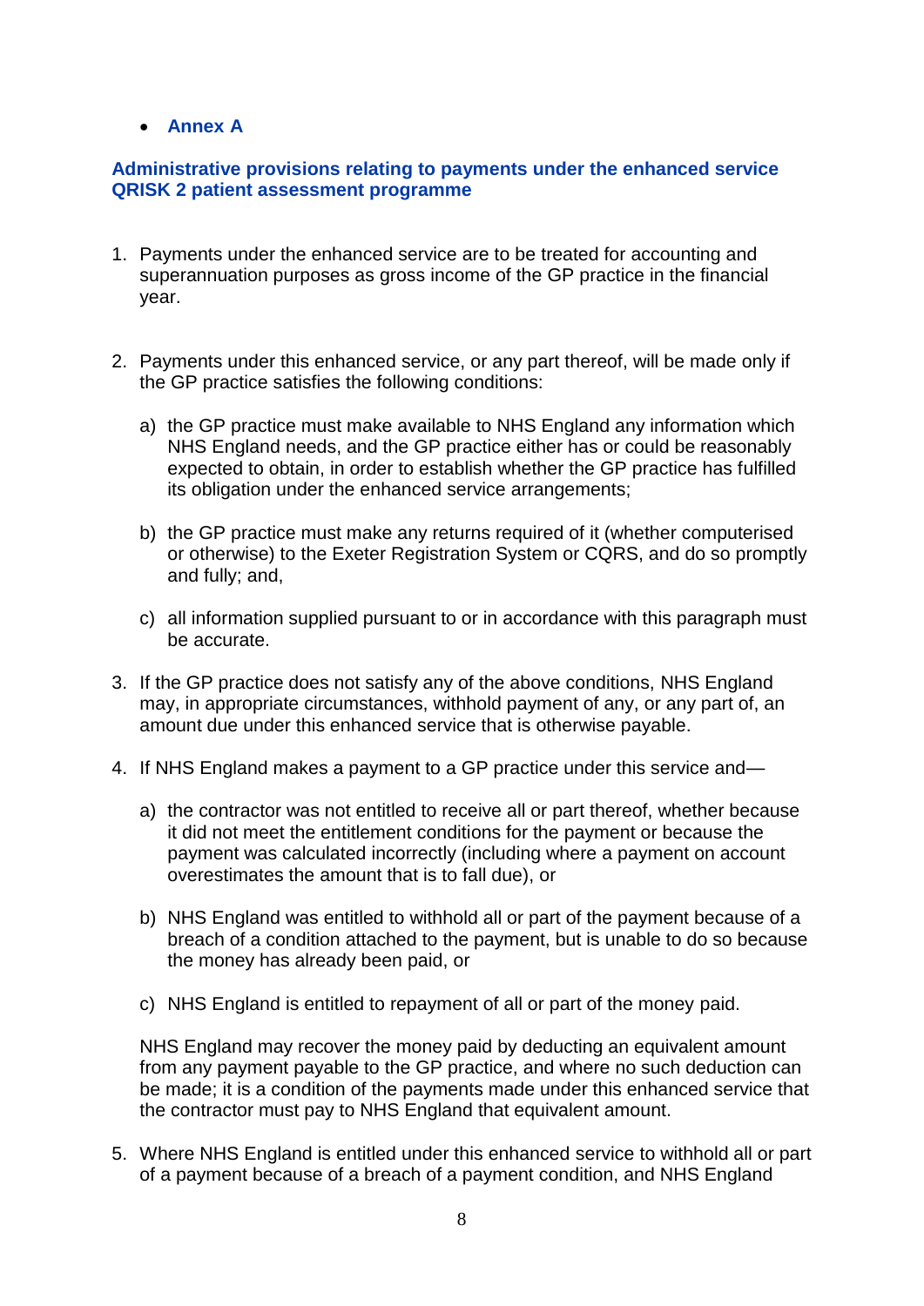- **Annex A**

## Administrative provisions relating to payments under the enhanced service QRISK 2 patient assessment programme

1. Payments under the enhanced service are to be treated for accounting and superannuation purposes as gross income of the GP practice in the financial year.

2. Payments under this enhanced service, or any part thereof, will be made only if the GP practice satisfies the following conditions:

   a) the GP practice must make available to NHS England any information which NHS England needs, and the GP practice either has or could be reasonably expected to obtain, in order to establish whether the GP practice has fulfilled its obligation under the enhanced service arrangements;

   b) the GP practice must make any returns required of it (whether computerised or otherwise) to the Exeter Registration System or CQRS, and do so promptly and fully; and,

   c) all information supplied pursuant to or in accordance with this paragraph must be accurate.

3. If the GP practice does not satisfy any of the above conditions, NHS England may, in appropriate circumstances, withhold payment of any, or any part of, an amount due under this enhanced service that is otherwise payable.

4. If NHS England makes a payment to a GP practice under this service and—

   a) the contractor was not entitled to receive all or part thereof, whether because it did not meet the entitlement conditions for the payment or because the payment was calculated incorrectly (including where a payment on account overestimates the amount that is to fall due), or

   b) NHS England was entitled to withhold all or part of the payment because of a breach of a condition attached to the payment, but is unable to do so because the money has already been paid, or

   c) NHS England is entitled to repayment of all or part of the money paid.

   NHS England may recover the money paid by deducting an equivalent amount from any payment payable to the GP practice, and where no such deduction can be made; it is a condition of the payments made under this enhanced service that the contractor must pay to NHS England that equivalent amount.

5. Where NHS England is entitled under this enhanced service to withhold all or part of a payment because of a breach of a payment condition, and NHS England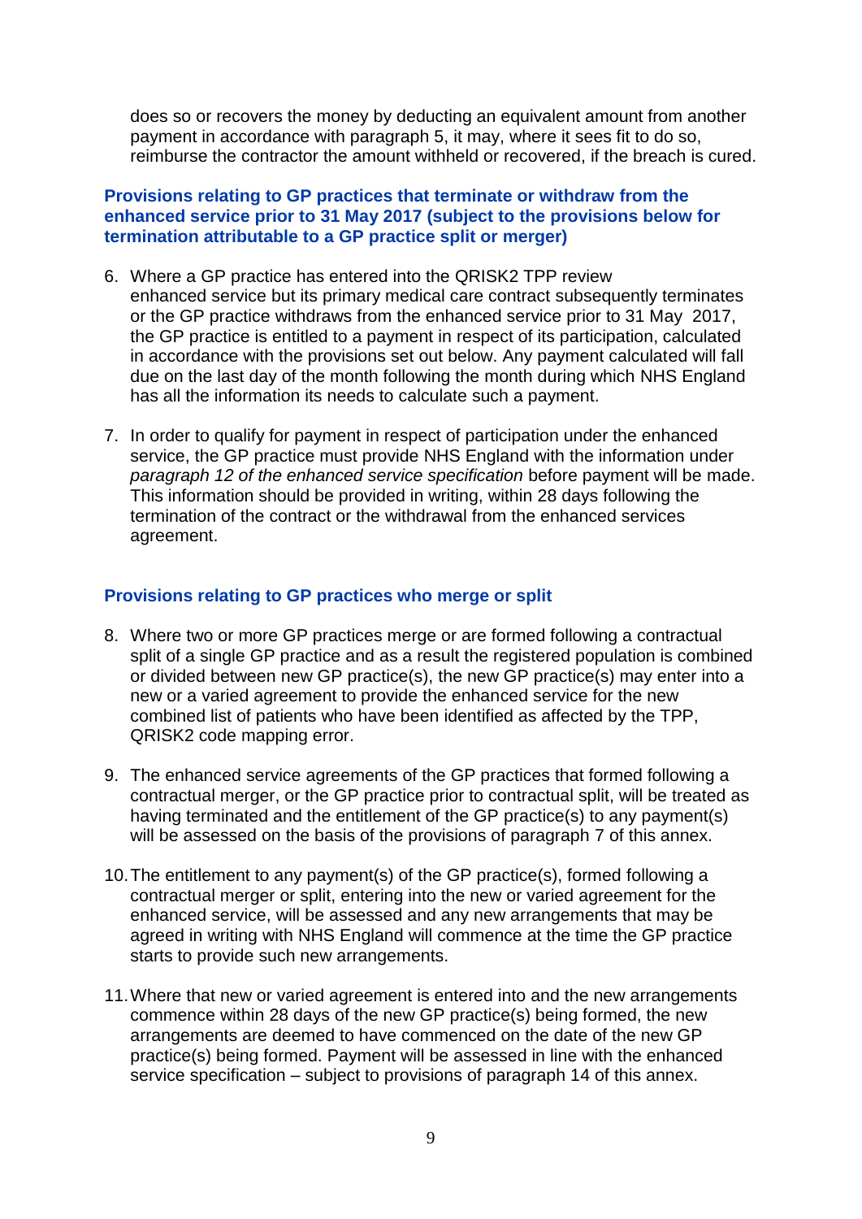does so or recovers the money by deducting an equivalent amount from another payment in accordance with paragraph 5, it may, where it sees fit to do so, reimburse the contractor the amount withheld or recovered, if the breach is cured.

### Provisions relating to GP practices that terminate or withdraw from the enhanced service prior to 31 May 2017 (subject to the provisions below for termination attributable to a GP practice split or merger)

6. Where a GP practice has entered into the QRISK2 TPP review enhanced service but its primary medical care contract subsequently terminates or the GP practice withdraws from the enhanced service prior to 31 May 2017, the GP practice is entitled to a payment in respect of its participation, calculated in accordance with the provisions set out below. Any payment calculated will fall due on the last day of the month following the month during which NHS England has all the information its needs to calculate such a payment.

7. In order to qualify for payment in respect of participation under the enhanced service, the GP practice must provide NHS England with the information under *paragraph 12 of the enhanced service specification* before payment will be made. This information should be provided in writing, within 28 days following the termination of the contract or the withdrawal from the enhanced services agreement.

### Provisions relating to GP practices who merge or split

8. Where two or more GP practices merge or are formed following a contractual split of a single GP practice and as a result the registered population is combined or divided between new GP practice(s), the new GP practice(s) may enter into a new or a varied agreement to provide the enhanced service for the new combined list of patients who have been identified as affected by the TPP, QRISK2 code mapping error.

9. The enhanced service agreements of the GP practices that formed following a contractual merger, or the GP practice prior to contractual split, will be treated as having terminated and the entitlement of the GP practice(s) to any payment(s) will be assessed on the basis of the provisions of paragraph 7 of this annex.

10. The entitlement to any payment(s) of the GP practice(s), formed following a contractual merger or split, entering into the new or varied agreement for the enhanced service, will be assessed and any new arrangements that may be agreed in writing with NHS England will commence at the time the GP practice starts to provide such new arrangements.

11. Where that new or varied agreement is entered into and the new arrangements commence within 28 days of the new GP practice(s) being formed, the new arrangements are deemed to have commenced on the date of the new GP practice(s) being formed. Payment will be assessed in line with the enhanced service specification – subject to provisions of paragraph 14 of this annex.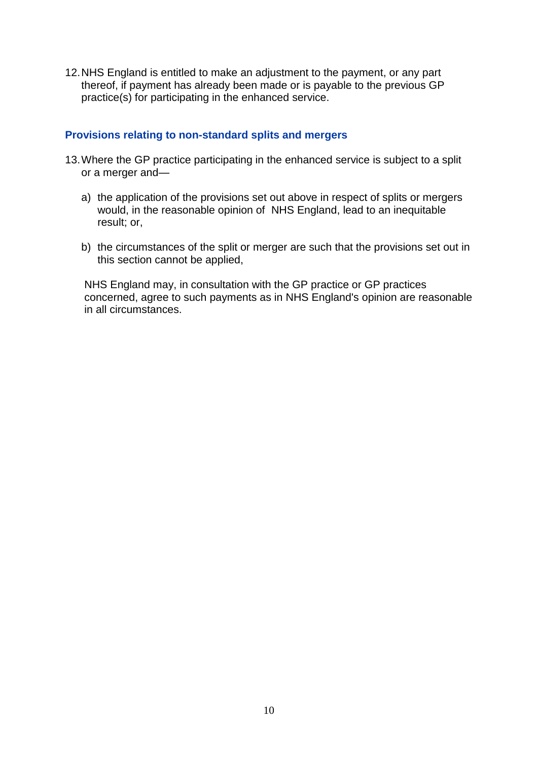12. NHS England is entitled to make an adjustment to the payment, or any part thereof, if payment has already been made or is payable to the previous GP practice(s) for participating in the enhanced service.

### Provisions relating to non-standard splits and mergers

13. Where the GP practice participating in the enhanced service is subject to a split or a merger and—

    a) the application of the provisions set out above in respect of splits or mergers would, in the reasonable opinion of NHS England, lead to an inequitable result; or,

    b) the circumstances of the split or merger are such that the provisions set out in this section cannot be applied,

    NHS England may, in consultation with the GP practice or GP practices concerned, agree to such payments as in NHS England's opinion are reasonable in all circumstances.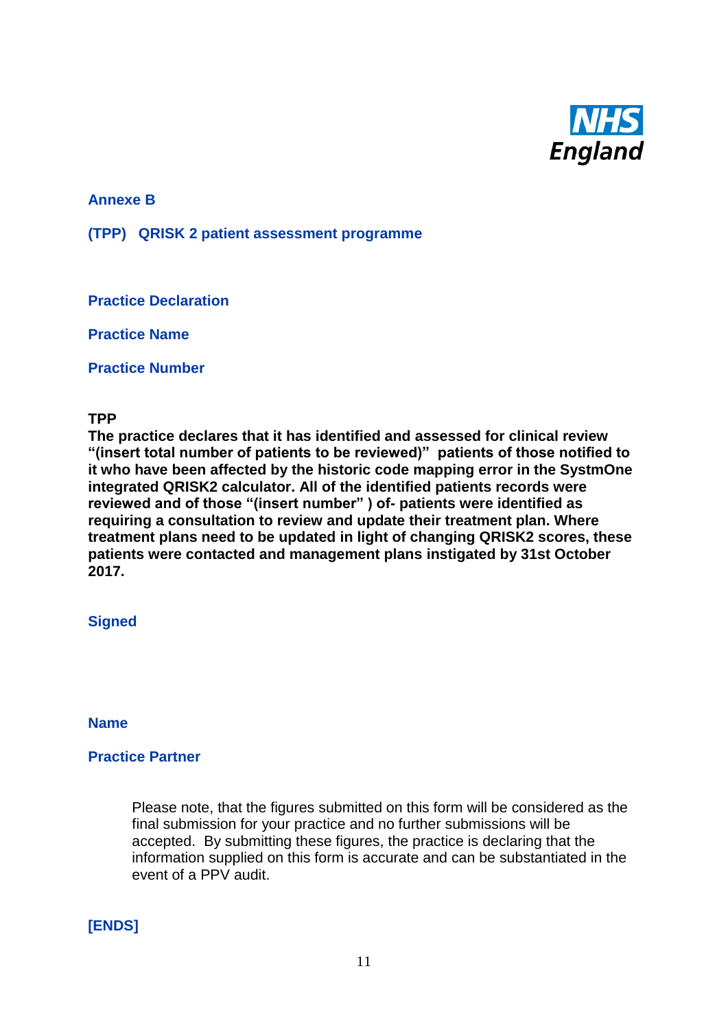NHS England

## Annexe B

## (TPP) QRISK 2 patient assessment programme

**Practice Declaration**

**Practice Name**

**Practice Number**

**TPP**
**The practice declares that it has identified and assessed for clinical review "(insert total number of patients to be reviewed)" patients of those notified to it who have been affected by the historic code mapping error in the SystmOne integrated QRISK2 calculator. All of the identified patients records were reviewed and of those "(insert number" ) of- patients were identified as requiring a consultation to review and update their treatment plan. Where treatment plans need to be updated in light of changing QRISK2 scores, these patients were contacted and management plans instigated by 31st October 2017.**

**Signed**

**Name**

**Practice Partner**

> Please note, that the figures submitted on this form will be considered as the final submission for your practice and no further submissions will be accepted. By submitting these figures, the practice is declaring that the information supplied on this form is accurate and can be substantiated in the event of a PPV audit.

**[ENDS]**